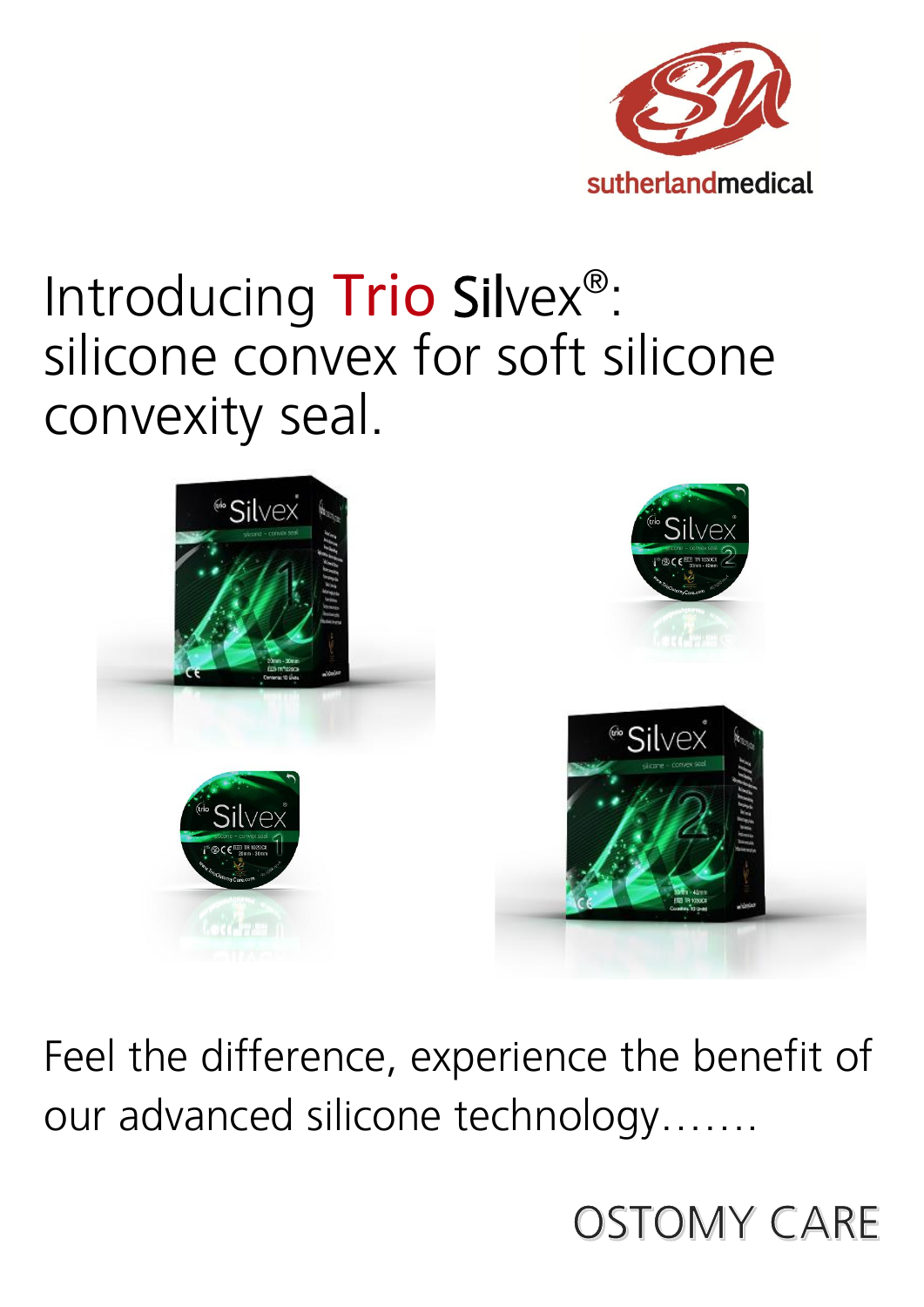sutherlandmedical

# Introducing Trio Silvex®: silicone convex for soft silicone convexity seal.

Feel the difference, experience the benefit of our advanced silicone technology…….

OSTOMY CARE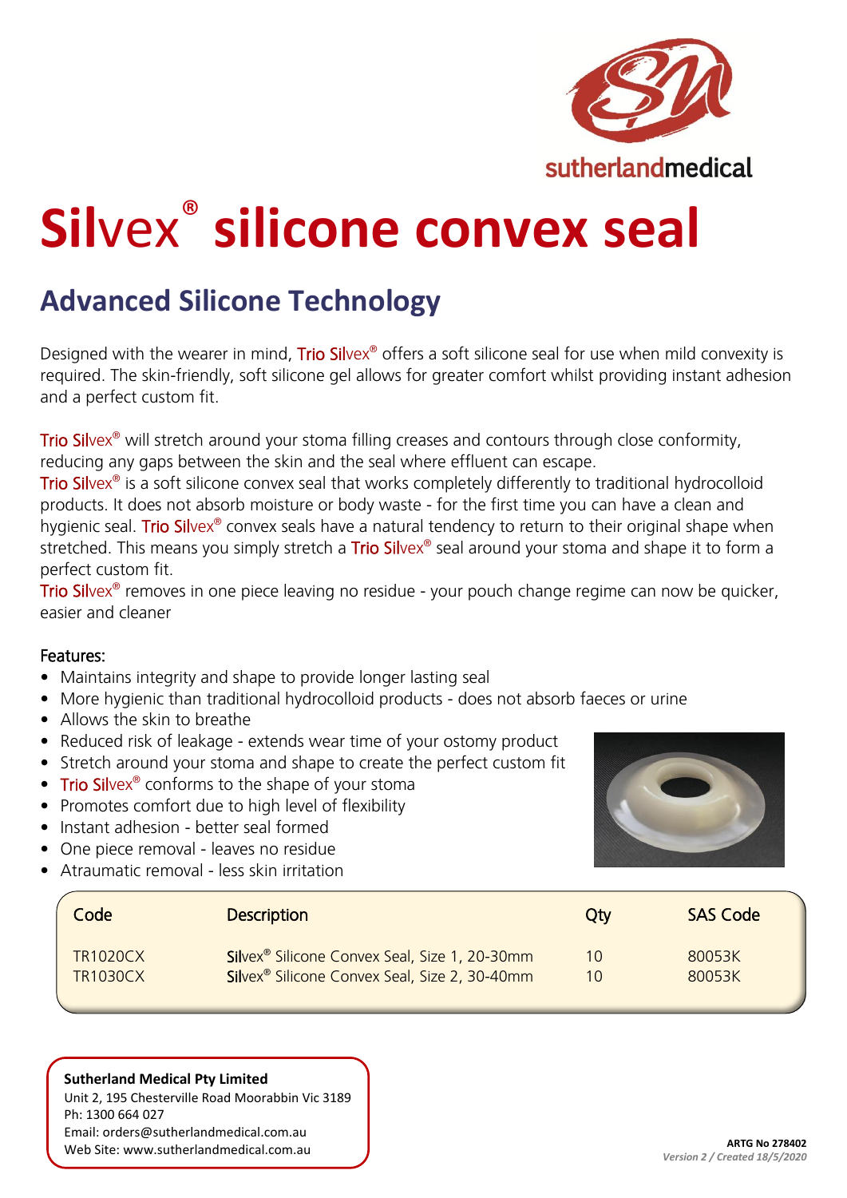sutherlandmedical

# Silvex® silicone convex seal

## Advanced Silicone Technology

Designed with the wearer in mind, Trio Silvex® offers a soft silicone seal for use when mild convexity is required. The skin-friendly, soft silicone gel allows for greater comfort whilst providing instant adhesion and a perfect custom fit.

Trio Silvex® will stretch around your stoma filling creases and contours through close conformity, reducing any gaps between the skin and the seal where effluent can escape.
Trio Silvex® is a soft silicone convex seal that works completely differently to traditional hydrocolloid products. It does not absorb moisture or body waste - for the first time you can have a clean and hygienic seal. Trio Silvex® convex seals have a natural tendency to return to their original shape when stretched. This means you simply stretch a Trio Silvex® seal around your stoma and shape it to form a perfect custom fit.
Trio Silvex® removes in one piece leaving no residue - your pouch change regime can now be quicker, easier and cleaner

Features:

- Maintains integrity and shape to provide longer lasting seal
- More hygienic than traditional hydrocolloid products - does not absorb faeces or urine
- Allows the skin to breathe
- Reduced risk of leakage - extends wear time of your ostomy product
- Stretch around your stoma and shape to create the perfect custom fit
- Trio Silvex® conforms to the shape of your stoma
- Promotes comfort due to high level of flexibility
- Instant adhesion - better seal formed
- One piece removal - leaves no residue
- Atraumatic removal - less skin irritation

| Code | Description | Qty | SAS Code |
|---|---|---|---|
| TR1020CX | Silvex® Silicone Convex Seal, Size 1, 20-30mm | 10 | 80053K |
| TR1030CX | Silvex® Silicone Convex Seal, Size 2, 30-40mm | 10 | 80053K |

**Sutherland Medical Pty Limited**
Unit 2, 195 Chesterville Road Moorabbin Vic 3189
Ph: 1300 664 027
Email: orders@sutherlandmedical.com.au
Web Site: www.sutherlandmedical.com.au

**ARTG No 278402**
*Version 2 / Created 18/5/2020*